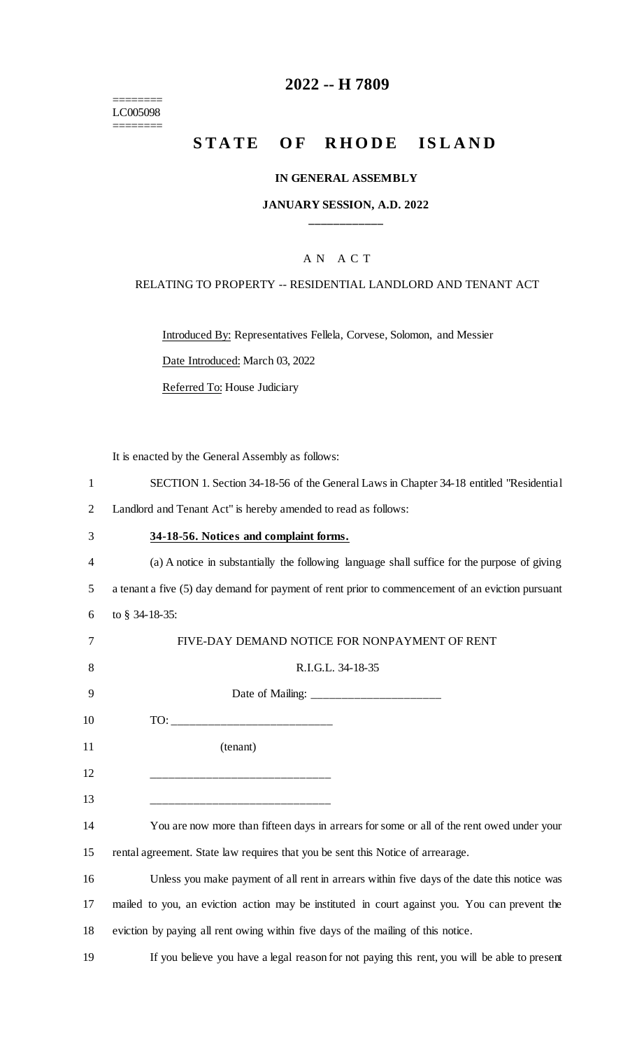# 2022 -- H 7809

========
LC005098
========

## STATE OF RHODE ISLAND

### IN GENERAL ASSEMBLY

### JANUARY SESSION, A.D. 2022

____________

A N A C T

RELATING TO PROPERTY -- RESIDENTIAL LANDLORD AND TENANT ACT

Introduced By: Representatives Fellela, Corvese, Solomon, and Messier

Date Introduced: March 03, 2022

Referred To: House Judiciary

It is enacted by the General Assembly as follows:

SECTION 1. Section 34-18-56 of the General Laws in Chapter 34-18 entitled "Residential Landlord and Tenant Act" is hereby amended to read as follows:

**34-18-56. Notices and complaint forms.**

(a) A notice in substantially the following language shall suffice for the purpose of giving a tenant a five (5) day demand for payment of rent prior to commencement of an eviction pursuant to § 34-18-35:

FIVE-DAY DEMAND NOTICE FOR NONPAYMENT OF RENT

R.I.G.L. 34-18-35

Date of Mailing: ______________________

TO: ___________________________

(tenant)

______________________________

______________________________

You are now more than fifteen days in arrears for some or all of the rent owed under your rental agreement. State law requires that you be sent this Notice of arrearage.

Unless you make payment of all rent in arrears within five days of the date this notice was mailed to you, an eviction action may be instituted in court against you. You can prevent the eviction by paying all rent owing within five days of the mailing of this notice.

If you believe you have a legal reason for not paying this rent, you will be able to present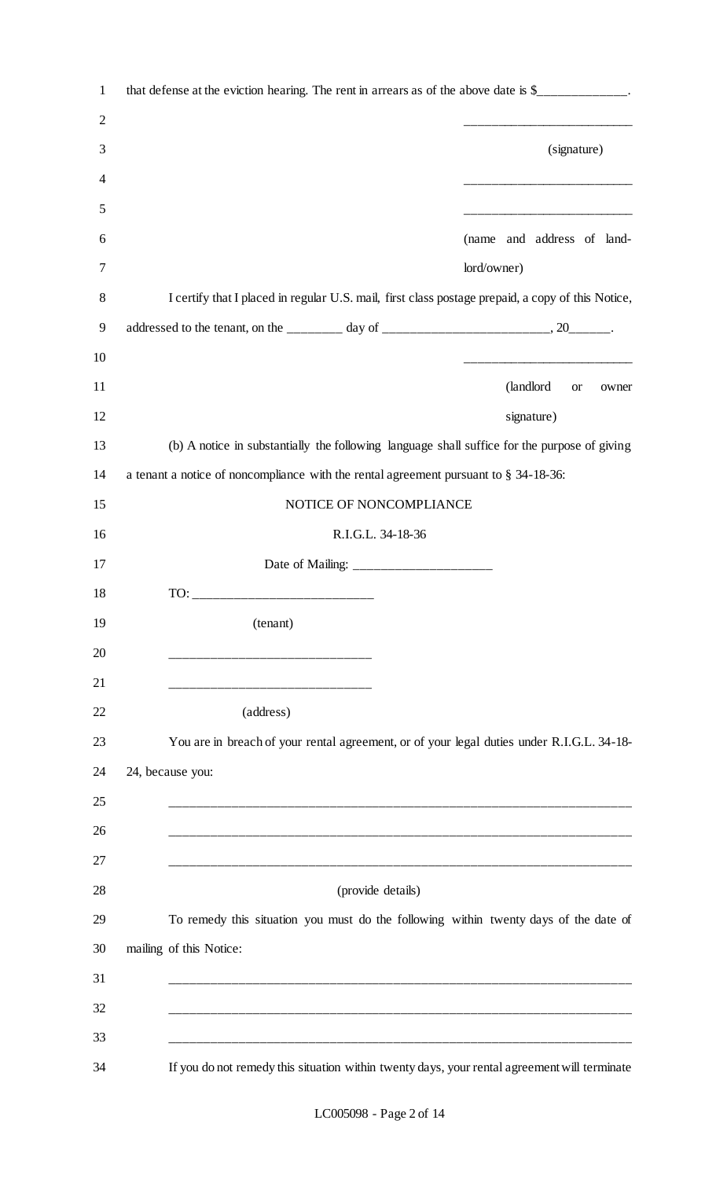that defense at the eviction hearing. The rent in arrears as of the above date is $______________.

__________________________

(signature)

__________________________

__________________________

(name and address of landlord/owner)

I certify that I placed in regular U.S. mail, first class postage prepaid, a copy of this Notice, addressed to the tenant, on the _________ day of __________________________, 20______.

__________________________

(landlord or owner signature)

(b) A notice in substantially the following language shall suffice for the purpose of giving a tenant a notice of noncompliance with the rental agreement pursuant to § 34-18-36:

NOTICE OF NONCOMPLIANCE

R.I.G.L. 34-18-36

Date of Mailing: ______________________

TO: ____________________________

(tenant)

_______________________________

_______________________________

(address)

You are in breach of your rental agreement, or of your legal duties under R.I.G.L. 34-18-24, because you:

___________________________________________________________________________

___________________________________________________________________________

___________________________________________________________________________

(provide details)

To remedy this situation you must do the following within twenty days of the date of mailing of this Notice:

___________________________________________________________________________

___________________________________________________________________________

___________________________________________________________________________

If you do not remedy this situation within twenty days, your rental agreement will terminate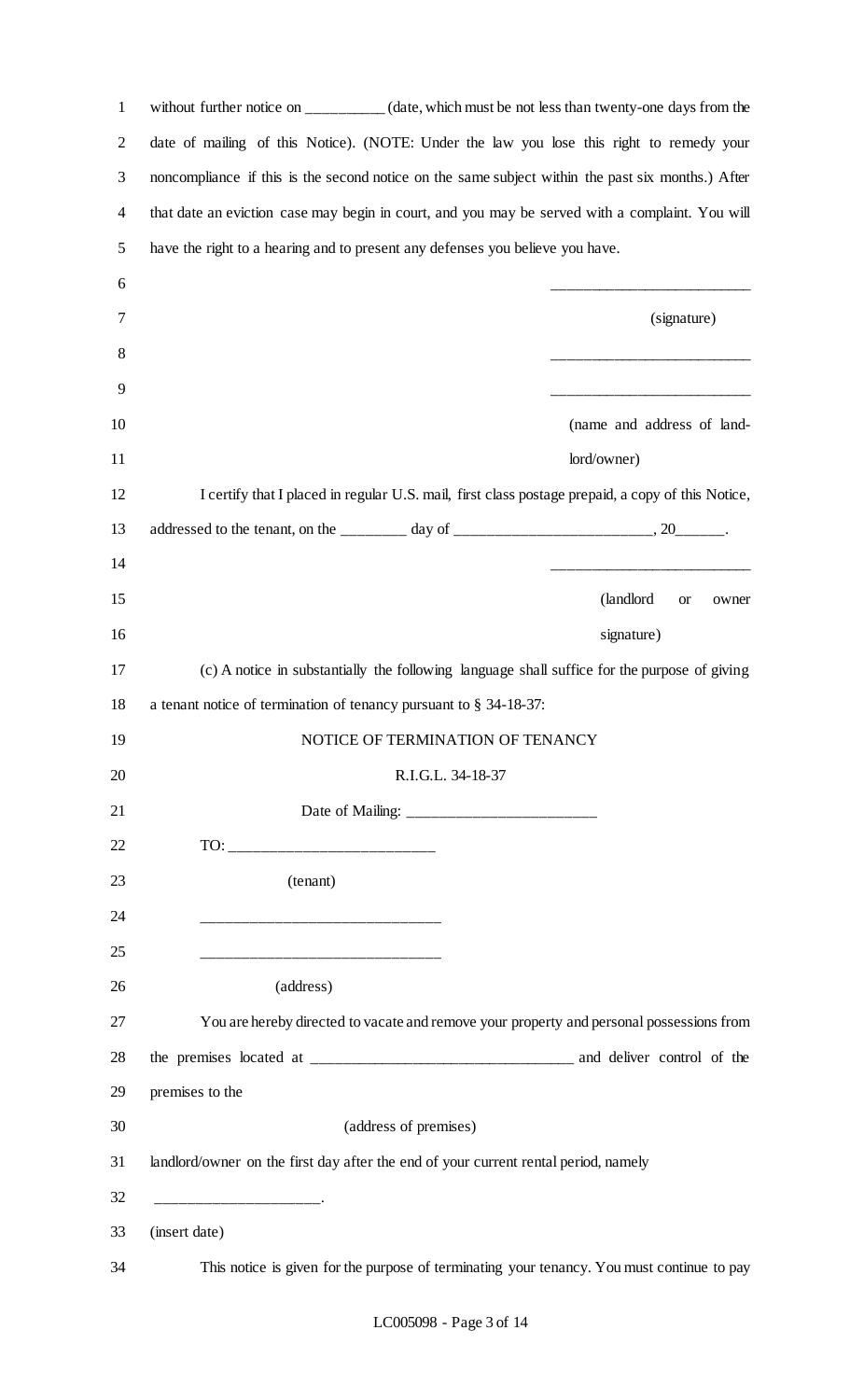without further notice on __________ (date, which must be not less than twenty-one days from the date of mailing of this Notice). (NOTE: Under the law you lose this right to remedy your noncompliance if this is the second notice on the same subject within the past six months.) After that date an eviction case may begin in court, and you may be served with a complaint. You will have the right to a hearing and to present any defenses you believe you have.

__________________________
(signature)

__________________________
__________________________
(name and address of landlord/owner)

I certify that I placed in regular U.S. mail, first class postage prepaid, a copy of this Notice, addressed to the tenant, on the _________ day of __________________________, 20______.

__________________________
(landlord or owner signature)

(c) A notice in substantially the following language shall suffice for the purpose of giving a tenant notice of termination of tenancy pursuant to § 34-18-37:

NOTICE OF TERMINATION OF TENANCY

R.I.G.L. 34-18-37

Date of Mailing: _________________________

TO: ___________________________
(tenant)

________________________________
________________________________
(address)

You are hereby directed to vacate and remove your property and personal possessions from the premises located at ___________________________________ and deliver control of the premises to the
(address of premises)
landlord/owner on the first day after the end of your current rental period, namely
______________________.
(insert date)

This notice is given for the purpose of terminating your tenancy. You must continue to pay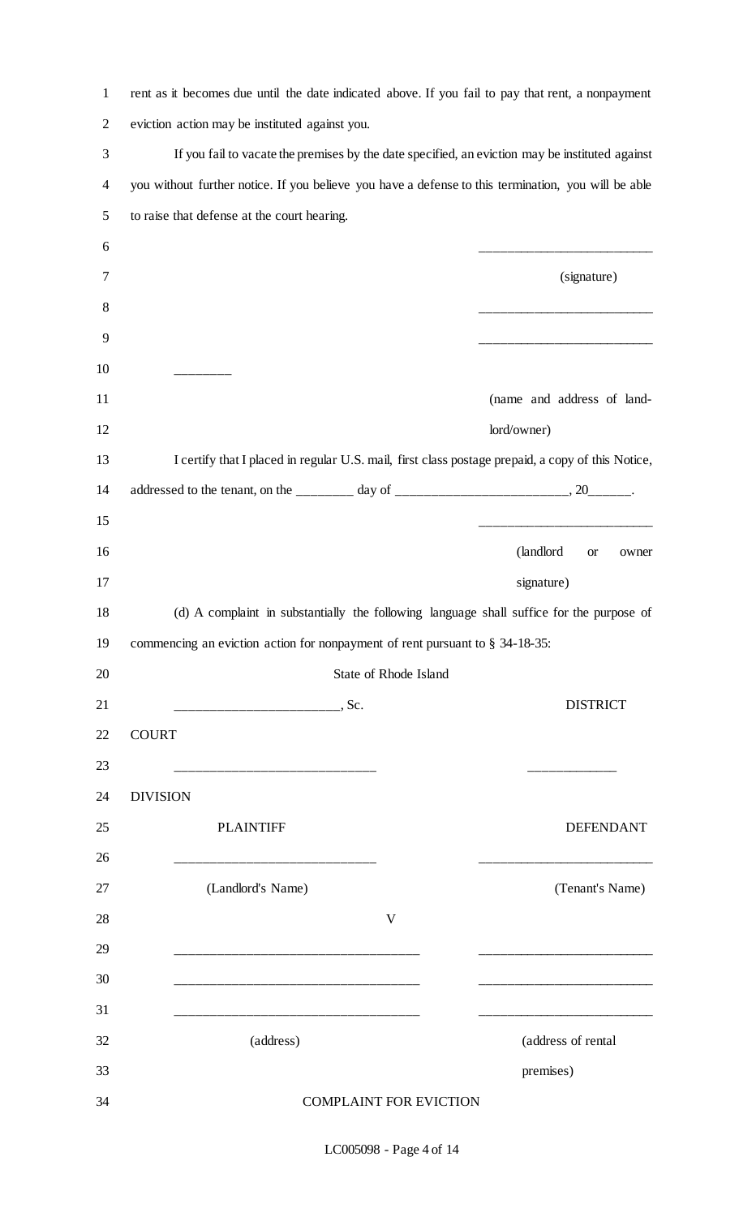rent as it becomes due until the date indicated above. If you fail to pay that rent, a nonpayment eviction action may be instituted against you.

If you fail to vacate the premises by the date specified, an eviction may be instituted against you without further notice. If you believe you have a defense to this termination, you will be able to raise that defense at the court hearing.

\_\_\_\_\_\_\_\_\_\_\_\_\_\_\_\_\_\_\_\_\_\_\_\_\_\_

(signature)

\_\_\_\_\_\_\_\_\_\_\_\_\_\_\_\_\_\_\_\_\_\_\_\_\_\_

\_\_\_\_\_\_\_\_\_\_\_\_\_\_\_\_\_\_\_\_\_\_\_\_\_\_

\_\_\_\_\_\_\_\_

(name and address of landlord/owner)

I certify that I placed in regular U.S. mail, first class postage prepaid, a copy of this Notice, addressed to the tenant, on the \_\_\_\_\_\_\_\_\_ day of \_\_\_\_\_\_\_\_\_\_\_\_\_\_\_\_\_\_\_\_\_\_\_\_\_\_, 20\_\_\_\_\_\_.

\_\_\_\_\_\_\_\_\_\_\_\_\_\_\_\_\_\_\_\_\_\_\_\_\_\_

(landlord or owner signature)

(d) A complaint in substantially the following language shall suffice for the purpose of commencing an eviction action for nonpayment of rent pursuant to § 34-18-35:

State of Rhode Island

\_\_\_\_\_\_\_\_\_\_\_\_\_\_\_\_\_\_\_\_\_\_\_\_\_, Sc. DISTRICT COURT

\_\_\_\_\_\_\_\_\_\_\_\_\_\_\_\_\_\_\_\_\_\_\_\_\_\_\_\_\_\_\_ \_\_\_\_\_\_\_\_\_\_\_\_\_\_ DIVISION

| PLAINTIFF | | DEFENDANT |
|---|---|---|
| \_\_\_\_\_\_\_\_\_\_\_\_\_\_\_\_\_\_\_\_\_\_\_\_\_\_\_\_\_\_\_ | | \_\_\_\_\_\_\_\_\_\_\_\_\_\_\_\_\_\_\_\_\_\_\_\_\_\_ |
| (Landlord's Name) | | (Tenant's Name) |
| | V | |
| \_\_\_\_\_\_\_\_\_\_\_\_\_\_\_\_\_\_\_\_\_\_\_\_\_\_\_\_\_\_\_\_\_\_\_\_\_\_ | | \_\_\_\_\_\_\_\_\_\_\_\_\_\_\_\_\_\_\_\_\_\_\_\_\_\_ |
| \_\_\_\_\_\_\_\_\_\_\_\_\_\_\_\_\_\_\_\_\_\_\_\_\_\_\_\_\_\_\_\_\_\_\_\_\_\_ | | \_\_\_\_\_\_\_\_\_\_\_\_\_\_\_\_\_\_\_\_\_\_\_\_\_\_ |
| \_\_\_\_\_\_\_\_\_\_\_\_\_\_\_\_\_\_\_\_\_\_\_\_\_\_\_\_\_\_\_\_\_\_\_\_\_\_ | | \_\_\_\_\_\_\_\_\_\_\_\_\_\_\_\_\_\_\_\_\_\_\_\_\_\_ |
| (address) | | (address of rental premises) |

COMPLAINT FOR EVICTION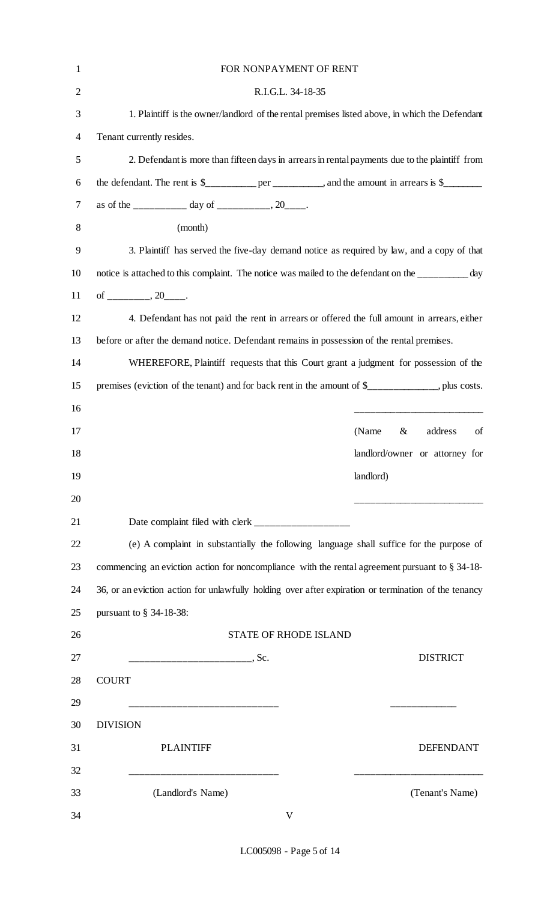FOR NONPAYMENT OF RENT

R.I.G.L. 34-18-35

1. Plaintiff is the owner/landlord of the rental premises listed above, in which the Defendant Tenant currently resides.

2. Defendant is more than fifteen days in arrears in rental payments due to the plaintiff from the defendant. The rent is $__________ per __________, and the amount in arrears is $________ as of the ___________ day of ___________, 20____.

(month)

3. Plaintiff has served the five-day demand notice as required by law, and a copy of that notice is attached to this complaint. The notice was mailed to the defendant on the __________ day of _________, 20____.

4. Defendant has not paid the rent in arrears or offered the full amount in arrears, either before or after the demand notice. Defendant remains in possession of the rental premises.

WHEREFORE, Plaintiff requests that this Court grant a judgment for possession of the premises (eviction of the tenant) and for back rent in the amount of $______________, plus costs.

__________________________

(Name & address of landlord/owner or attorney for landlord)

__________________________

Date complaint filed with clerk ____________________

(e) A complaint in substantially the following language shall suffice for the purpose of commencing an eviction action for noncompliance with the rental agreement pursuant to § 34-18-36, or an eviction action for unlawfully holding over after expiration or termination of the tenancy pursuant to § 34-18-38:

STATE OF RHODE ISLAND

_________________________, Sc. DISTRICT COURT

______________________________ _____________ DIVISION

PLAINTIFF DEFENDANT

______________________________ __________________________

(Landlord's Name) (Tenant's Name)

V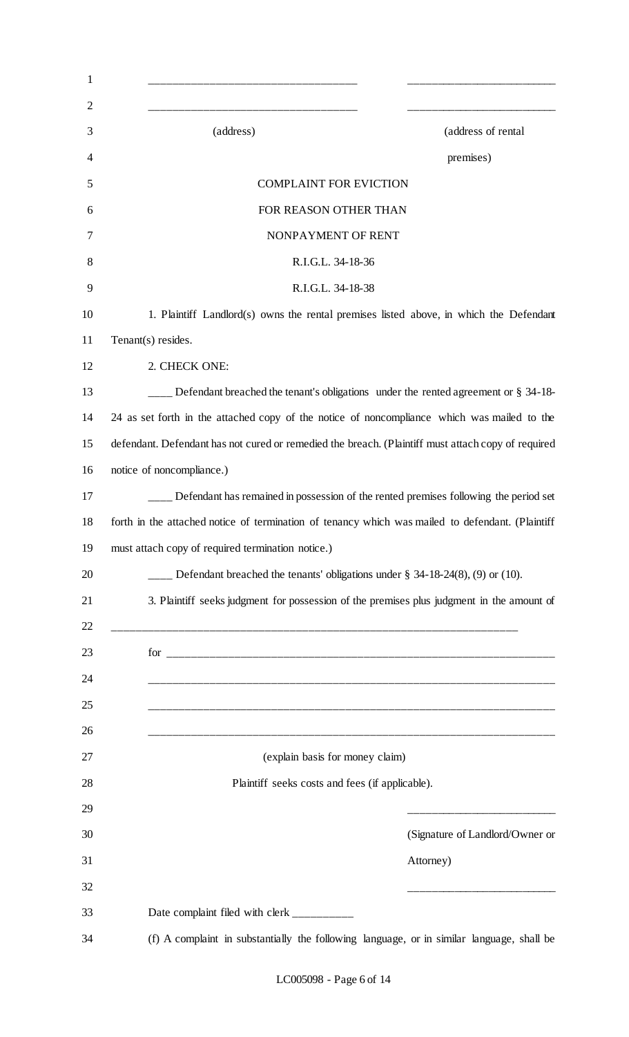\_\_\_\_\_\_\_\_\_\_\_\_\_\_\_\_\_\_\_\_\_\_\_\_\_\_\_\_\_\_\_\_\_\_\_\_\_\_ \_\_\_\_\_\_\_\_\_\_\_\_\_\_\_\_\_\_\_\_\_\_\_\_\_\_\_\_\_\_\_

\_\_\_\_\_\_\_\_\_\_\_\_\_\_\_\_\_\_\_\_\_\_\_\_\_\_\_\_\_\_\_\_\_\_\_\_\_\_ \_\_\_\_\_\_\_\_\_\_\_\_\_\_\_\_\_\_\_\_\_\_\_\_\_\_\_\_\_\_\_

(address) (address of rental premises)

COMPLAINT FOR EVICTION

FOR REASON OTHER THAN

NONPAYMENT OF RENT

R.I.G.L. 34-18-36

R.I.G.L. 34-18-38

1. Plaintiff Landlord(s) owns the rental premises listed above, in which the Defendant Tenant(s) resides.

2. CHECK ONE:

\_\_\_\_ Defendant breached the tenant's obligations under the rented agreement or § 34-18-24 as set forth in the attached copy of the notice of noncompliance which was mailed to the defendant. Defendant has not cured or remedied the breach. (Plaintiff must attach copy of required notice of noncompliance.)

\_\_\_\_ Defendant has remained in possession of the rented premises following the period set forth in the attached notice of termination of tenancy which was mailed to defendant. (Plaintiff must attach copy of required termination notice.)

\_\_\_\_ Defendant breached the tenants' obligations under § 34-18-24(8), (9) or (10).

3. Plaintiff seeks judgment for possession of the premises plus judgment in the amount of \_\_\_\_\_\_\_\_\_\_\_\_\_\_\_\_\_\_\_\_\_\_\_\_\_\_\_\_\_\_\_\_\_\_\_\_\_\_\_\_\_\_\_\_\_\_\_\_\_\_\_\_\_\_\_\_\_\_\_\_\_\_\_\_\_\_\_\_\_\_\_\_

for \_\_\_\_\_\_\_\_\_\_\_\_\_\_\_\_\_\_\_\_\_\_\_\_\_\_\_\_\_\_\_\_\_\_\_\_\_\_\_\_\_\_\_\_\_\_\_\_\_\_\_\_\_\_\_\_\_\_\_\_\_\_\_\_\_\_

\_\_\_\_\_\_\_\_\_\_\_\_\_\_\_\_\_\_\_\_\_\_\_\_\_\_\_\_\_\_\_\_\_\_\_\_\_\_\_\_\_\_\_\_\_\_\_\_\_\_\_\_\_\_\_\_\_\_\_\_\_\_\_\_\_\_\_\_\_\_\_

\_\_\_\_\_\_\_\_\_\_\_\_\_\_\_\_\_\_\_\_\_\_\_\_\_\_\_\_\_\_\_\_\_\_\_\_\_\_\_\_\_\_\_\_\_\_\_\_\_\_\_\_\_\_\_\_\_\_\_\_\_\_\_\_\_\_\_\_\_\_\_

\_\_\_\_\_\_\_\_\_\_\_\_\_\_\_\_\_\_\_\_\_\_\_\_\_\_\_\_\_\_\_\_\_\_\_\_\_\_\_\_\_\_\_\_\_\_\_\_\_\_\_\_\_\_\_\_\_\_\_\_\_\_\_\_\_\_\_\_\_\_\_

(explain basis for money claim)

Plaintiff seeks costs and fees (if applicable).

\_\_\_\_\_\_\_\_\_\_\_\_\_\_\_\_\_\_\_\_\_\_\_\_\_\_\_\_\_\_\_

(Signature of Landlord/Owner or Attorney)

\_\_\_\_\_\_\_\_\_\_\_\_\_\_\_\_\_\_\_\_\_\_\_\_\_\_\_\_\_\_\_

Date complaint filed with clerk \_\_\_\_\_\_\_\_\_\_\_

(f) A complaint in substantially the following language, or in similar language, shall be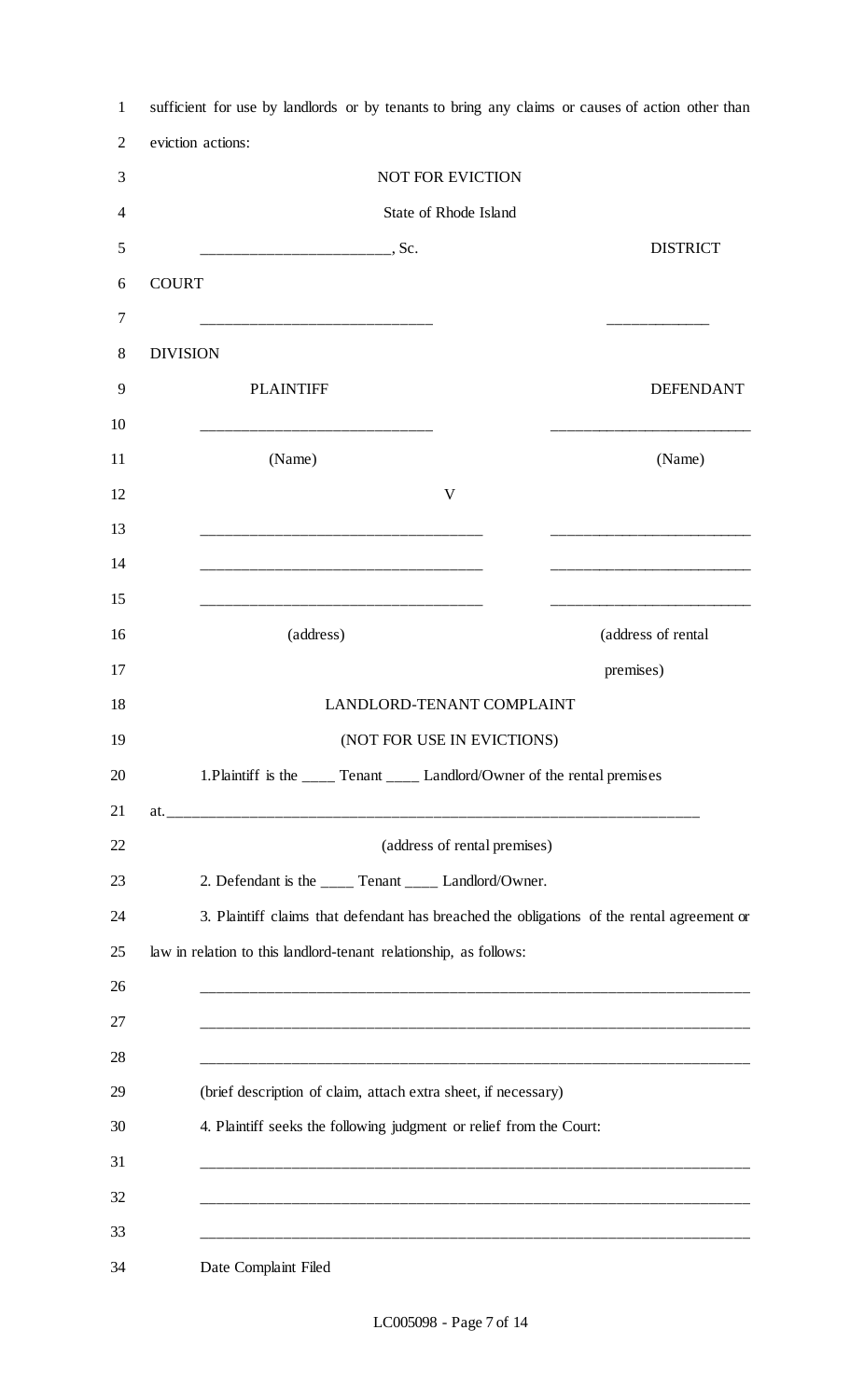sufficient for use by landlords or by tenants to bring any claims or causes of action other than eviction actions:

NOT FOR EVICTION

State of Rhode Island

________________________, Sc. DISTRICT COURT

____________________________ ____________ DIVISION

| PLAINTIFF | DEFENDANT |
|---|---|
| ____________________________ | ________________________ |
| (Name) | (Name) |
| V | |
| __________________________________ | ________________________ |
| __________________________________ | ________________________ |
| __________________________________ | ________________________ |
| (address) | (address of rental premises) |

LANDLORD-TENANT COMPLAINT

(NOT FOR USE IN EVICTIONS)

1.Plaintiff is the ____ Tenant ____ Landlord/Owner of the rental premises at._____________________________________________________________________

(address of rental premises)

2. Defendant is the ____ Tenant ____ Landlord/Owner.

3. Plaintiff claims that defendant has breached the obligations of the rental agreement or law in relation to this landlord-tenant relationship, as follows:

_______________________________________________________________________

_______________________________________________________________________

_______________________________________________________________________

(brief description of claim, attach extra sheet, if necessary)

4. Plaintiff seeks the following judgment or relief from the Court:

_______________________________________________________________________

_______________________________________________________________________

_______________________________________________________________________

Date Complaint Filed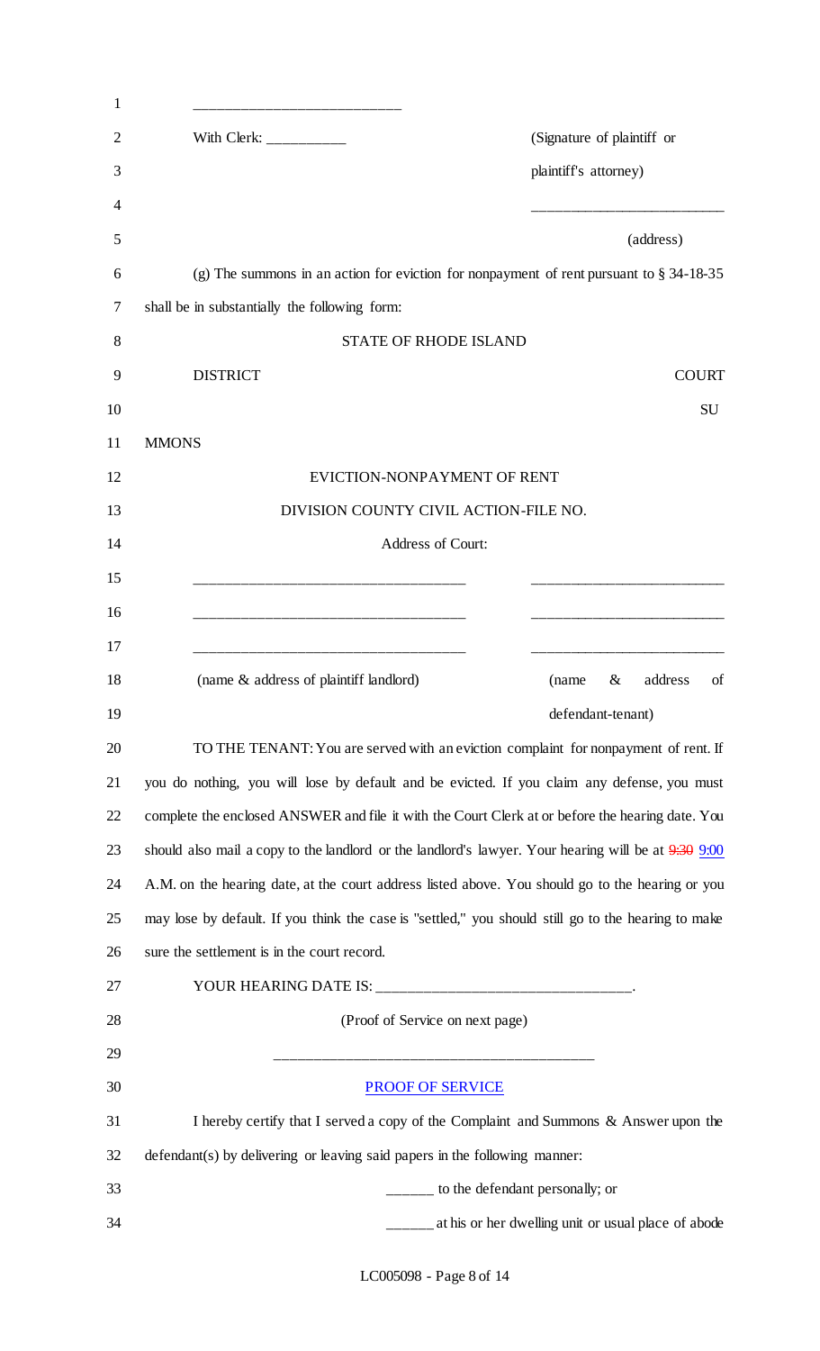\_\_\_\_\_\_\_\_\_\_\_\_\_\_\_\_\_\_\_\_\_\_\_\_\_\_\_

With Clerk: \_\_\_\_\_\_\_\_\_\_\_ (Signature of plaintiff or plaintiff's attorney)

\_\_\_\_\_\_\_\_\_\_\_\_\_\_\_\_\_\_\_\_\_\_\_\_\_\_

(address)

(g) The summons in an action for eviction for nonpayment of rent pursuant to § 34-18-35 shall be in substantially the following form:

STATE OF RHODE ISLAND

DISTRICT COURT

SUMMONS

EVICTION-NONPAYMENT OF RENT

DIVISION COUNTY CIVIL ACTION-FILE NO.

Address of Court:

\_\_\_\_\_\_\_\_\_\_\_\_\_\_\_\_\_\_\_\_\_\_\_\_\_\_\_\_\_\_\_\_\_\_\_\_\_ \_\_\_\_\_\_\_\_\_\_\_\_\_\_\_\_\_\_\_\_\_\_\_\_\_\_

\_\_\_\_\_\_\_\_\_\_\_\_\_\_\_\_\_\_\_\_\_\_\_\_\_\_\_\_\_\_\_\_\_\_\_\_\_ \_\_\_\_\_\_\_\_\_\_\_\_\_\_\_\_\_\_\_\_\_\_\_\_\_\_

\_\_\_\_\_\_\_\_\_\_\_\_\_\_\_\_\_\_\_\_\_\_\_\_\_\_\_\_\_\_\_\_\_\_\_\_\_ \_\_\_\_\_\_\_\_\_\_\_\_\_\_\_\_\_\_\_\_\_\_\_\_\_\_

(name & address of plaintiff landlord) (name & address of defendant-tenant)

TO THE TENANT: You are served with an eviction complaint for nonpayment of rent. If you do nothing, you will lose by default and be evicted. If you claim any defense, you must complete the enclosed ANSWER and file it with the Court Clerk at or before the hearing date. You should also mail a copy to the landlord or the landlord's lawyer. Your hearing will be at ~~9:30~~ 9:00 A.M. on the hearing date, at the court address listed above. You should go to the hearing or you may lose by default. If you think the case is "settled," you should still go to the hearing to make sure the settlement is in the court record.

YOUR HEARING DATE IS: \_\_\_\_\_\_\_\_\_\_\_\_\_\_\_\_\_\_\_\_\_\_\_\_\_\_\_\_\_\_\_\_\_\_.

(Proof of Service on next page)

\_\_\_\_\_\_\_\_\_\_\_\_\_\_\_\_\_\_\_\_\_\_\_\_\_\_\_\_\_\_\_\_\_\_\_\_\_\_\_\_\_\_\_

PROOF OF SERVICE

I hereby certify that I served a copy of the Complaint and Summons & Answer upon the defendant(s) by delivering or leaving said papers in the following manner:

\_\_\_\_\_\_ to the defendant personally; or

\_\_\_\_\_\_ at his or her dwelling unit or usual place of abode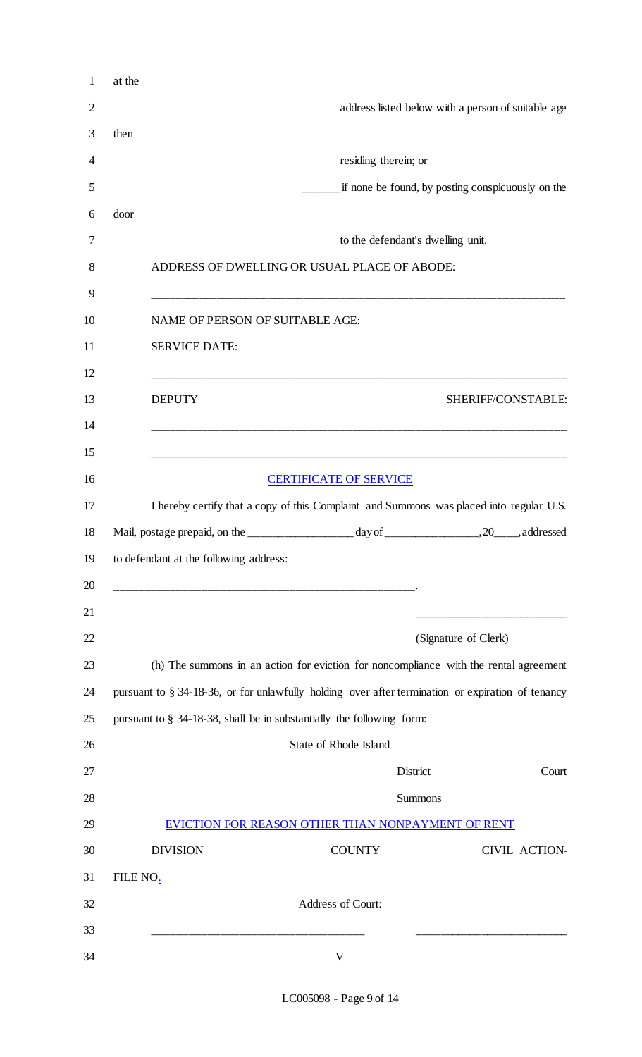at the address listed below with a person of suitable age then residing therein; or

______ if none be found, by posting conspicuously on the door to the defendant's dwelling unit.

ADDRESS OF DWELLING OR USUAL PLACE OF ABODE:

______________________________________________________________________

NAME OF PERSON OF SUITABLE AGE:

SERVICE DATE:

______________________________________________________________________

DEPUTY SHERIFF/CONSTABLE:

______________________________________________________________________

______________________________________________________________________

CERTIFICATE OF SERVICE

I hereby certify that a copy of this Complaint and Summons was placed into regular U.S. Mail, postage prepaid, on the __________________ day of ________________, 20____, addressed to defendant at the following address:

_____________________________________________________.

_________________________

(Signature of Clerk)

(h) The summons in an action for eviction for noncompliance with the rental agreement pursuant to § 34-18-36, or for unlawfully holding over after termination or expiration of tenancy pursuant to § 34-18-38, shall be in substantially the following form:

State of Rhode Island

District Court

Summons

EVICTION FOR REASON OTHER THAN NONPAYMENT OF RENT

DIVISION COUNTY CIVIL ACTION-FILE NO.

Address of Court:

____________________________________ _________________________

V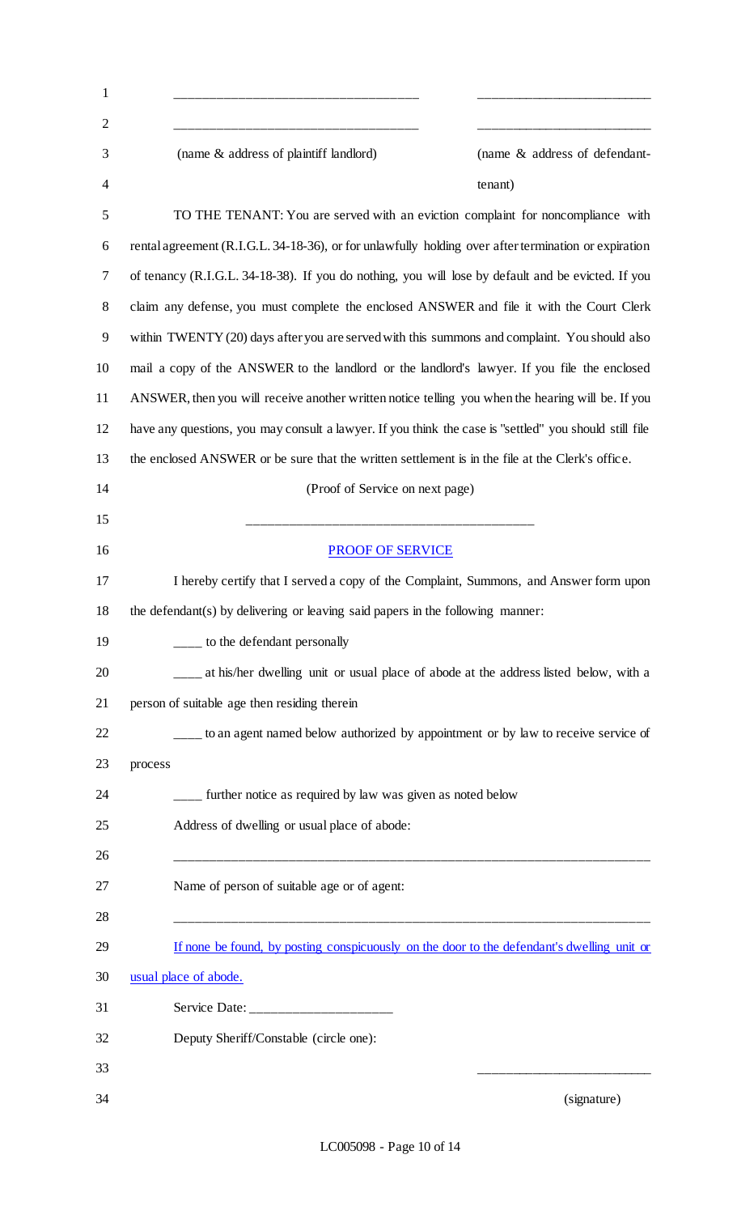\_\_\_\_\_\_\_\_\_\_\_\_\_\_\_\_\_\_\_\_\_\_\_\_\_\_\_\_\_\_\_\_\_\_\_\_ \_\_\_\_\_\_\_\_\_\_\_\_\_\_\_\_\_\_\_\_\_\_\_\_\_\_

\_\_\_\_\_\_\_\_\_\_\_\_\_\_\_\_\_\_\_\_\_\_\_\_\_\_\_\_\_\_\_\_\_\_\_\_ \_\_\_\_\_\_\_\_\_\_\_\_\_\_\_\_\_\_\_\_\_\_\_\_\_\_

(name & address of plaintiff landlord) (name & address of defendant-tenant)

TO THE TENANT: You are served with an eviction complaint for noncompliance with rental agreement (R.I.G.L. 34-18-36), or for unlawfully holding over after termination or expiration of tenancy (R.I.G.L. 34-18-38). If you do nothing, you will lose by default and be evicted. If you claim any defense, you must complete the enclosed ANSWER and file it with the Court Clerk within TWENTY (20) days after you are served with this summons and complaint. You should also mail a copy of the ANSWER to the landlord or the landlord's lawyer. If you file the enclosed ANSWER, then you will receive another written notice telling you when the hearing will be. If you have any questions, you may consult a lawyer. If you think the case is "settled" you should still file the enclosed ANSWER or be sure that the written settlement is in the file at the Clerk's office.

(Proof of Service on next page)

\_\_\_\_\_\_\_\_\_\_\_\_\_\_\_\_\_\_\_\_\_\_\_\_\_\_\_\_\_\_\_\_\_\_\_\_\_\_\_\_\_\_\_\_

PROOF OF SERVICE

I hereby certify that I served a copy of the Complaint, Summons, and Answer form upon the defendant(s) by delivering or leaving said papers in the following manner:

\_\_\_\_ to the defendant personally

\_\_\_\_ at his/her dwelling unit or usual place of abode at the address listed below, with a person of suitable age then residing therein

\_\_\_\_ to an agent named below authorized by appointment or by law to receive service of process

\_\_\_\_ further notice as required by law was given as noted below

Address of dwelling or usual place of abode:

\_\_\_\_\_\_\_\_\_\_\_\_\_\_\_\_\_\_\_\_\_\_\_\_\_\_\_\_\_\_\_\_\_\_\_\_\_\_\_\_\_\_\_\_\_\_\_\_\_\_\_\_\_\_\_\_\_\_\_\_\_\_\_\_\_\_\_\_\_\_\_\_

Name of person of suitable age or of agent:

\_\_\_\_\_\_\_\_\_\_\_\_\_\_\_\_\_\_\_\_\_\_\_\_\_\_\_\_\_\_\_\_\_\_\_\_\_\_\_\_\_\_\_\_\_\_\_\_\_\_\_\_\_\_\_\_\_\_\_\_\_\_\_\_\_\_\_\_\_\_\_\_

If none be found, by posting conspicuously on the door to the defendant's dwelling unit or usual place of abode.

Service Date: \_\_\_\_\_\_\_\_\_\_\_\_\_\_\_\_\_\_\_\_\_

Deputy Sheriff/Constable (circle one):

\_\_\_\_\_\_\_\_\_\_\_\_\_\_\_\_\_\_\_\_\_\_\_\_\_\_

(signature)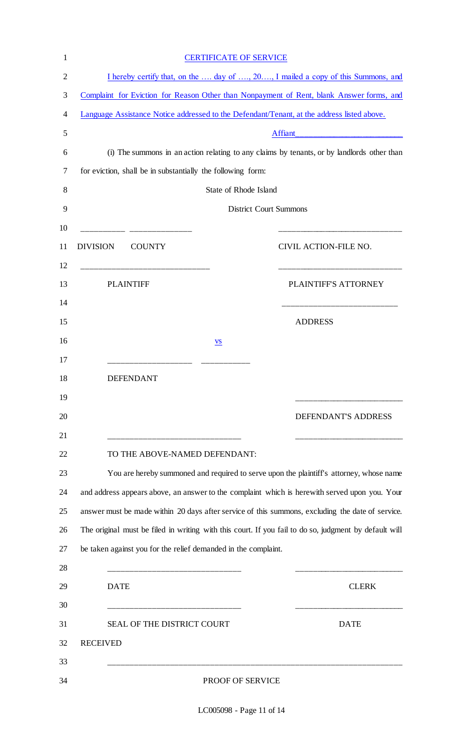CERTIFICATE OF SERVICE

I hereby certify that, on the …. day of …., 20…., I mailed a copy of this Summons, and Complaint for Eviction for Reason Other than Nonpayment of Rent, blank Answer forms, and Language Assistance Notice addressed to the Defendant/Tenant, at the address listed above.

Affiant________________________

(i) The summons in an action relating to any claims by tenants, or by landlords other than for eviction, shall be in substantially the following form:

State of Rhode Island

District Court Summons

__________ ______________ ____________________________

DIVISION COUNTY CIVIL ACTION-FILE NO.

_____________________________ ____________________________

PLAINTIFF PLAINTIFF'S ATTORNEY

__________________________

ADDRESS

vs

___________________ ___________

DEFENDANT

________________________

DEFENDANT'S ADDRESS

______________________________ ________________________

TO THE ABOVE-NAMED DEFENDANT:

You are hereby summoned and required to serve upon the plaintiff's attorney, whose name and address appears above, an answer to the complaint which is herewith served upon you. Your answer must be made within 20 days after service of this summons, excluding the date of service. The original must be filed in writing with this court. If you fail to do so, judgment by default will be taken against you for the relief demanded in the complaint.

______________________________ ________________________

DATE CLERK

______________________________ ________________________

SEAL OF THE DISTRICT COURT DATE

RECEIVED

__________________________________________________________________________

PROOF OF SERVICE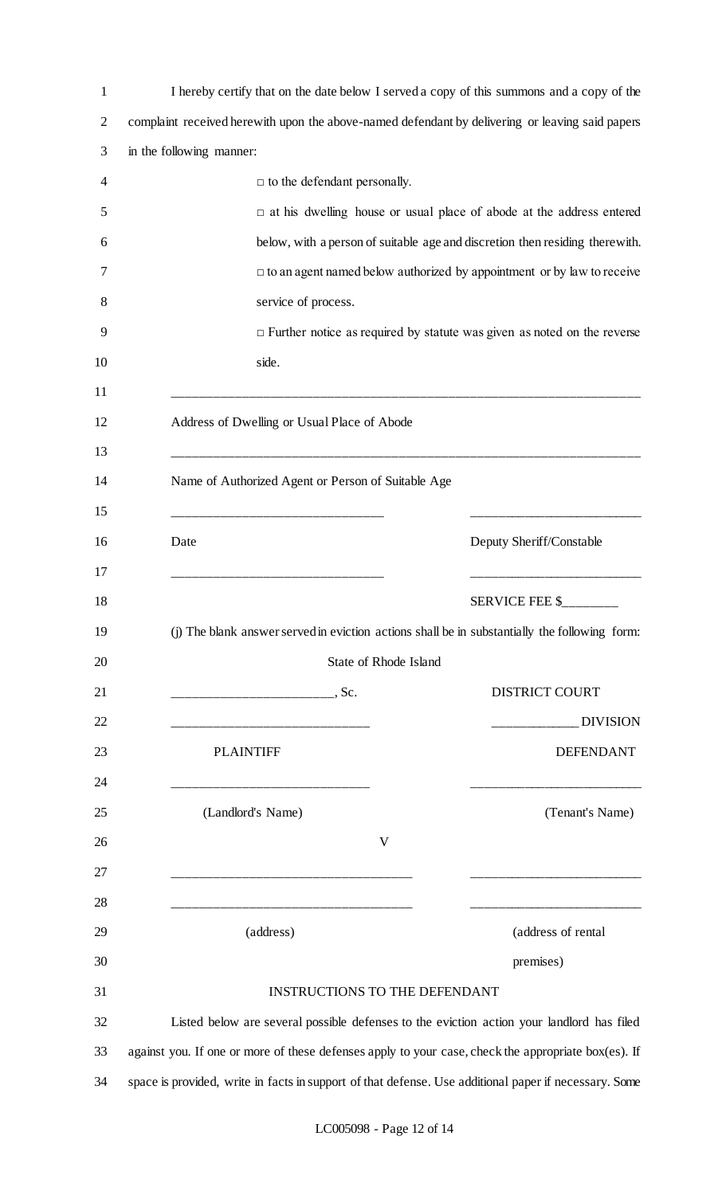I hereby certify that on the date below I served a copy of this summons and a copy of the complaint received herewith upon the above-named defendant by delivering or leaving said papers in the following manner:

□ to the defendant personally.

□ at his dwelling house or usual place of abode at the address entered below, with a person of suitable age and discretion then residing therewith.

□ to an agent named below authorized by appointment or by law to receive service of process.

□ Further notice as required by statute was given as noted on the reverse side.

\_\_\_\_\_\_\_\_\_\_\_\_\_\_\_\_\_\_\_\_\_\_\_\_\_\_\_\_\_\_\_\_\_\_\_\_\_\_\_\_\_\_\_\_\_\_\_\_\_\_\_\_\_\_\_\_\_\_\_\_\_\_\_\_\_\_

Address of Dwelling or Usual Place of Abode

\_\_\_\_\_\_\_\_\_\_\_\_\_\_\_\_\_\_\_\_\_\_\_\_\_\_\_\_\_\_\_\_\_\_\_\_\_\_\_\_\_\_\_\_\_\_\_\_\_\_\_\_\_\_\_\_\_\_\_\_\_\_\_\_\_\_

Name of Authorized Agent or Person of Suitable Age

\_\_\_\_\_\_\_\_\_\_\_\_\_\_\_\_\_\_\_\_\_\_\_\_\_\_\_\_\_\_ \_\_\_\_\_\_\_\_\_\_\_\_\_\_\_\_\_\_\_\_\_\_\_\_

Date Deputy Sheriff/Constable

\_\_\_\_\_\_\_\_\_\_\_\_\_\_\_\_\_\_\_\_\_\_\_\_\_\_\_\_\_\_ \_\_\_\_\_\_\_\_\_\_\_\_\_\_\_\_\_\_\_\_\_\_\_\_

SERVICE FEE $\_\_\_\_\_\_\_\_

(j) The blank answer served in eviction actions shall be in substantially the following form:

State of Rhode Island

\_\_\_\_\_\_\_\_\_\_\_\_\_\_\_\_\_\_\_\_\_\_\_, Sc. DISTRICT COURT

\_\_\_\_\_\_\_\_\_\_\_\_\_\_\_\_\_\_\_\_\_\_\_\_\_\_\_\_ \_\_\_\_\_\_\_\_\_\_\_\_ DIVISION

PLAINTIFF DEFENDANT

\_\_\_\_\_\_\_\_\_\_\_\_\_\_\_\_\_\_\_\_\_\_\_\_\_\_\_\_ \_\_\_\_\_\_\_\_\_\_\_\_\_\_\_\_\_\_\_\_\_\_\_\_

(Landlord's Name) (Tenant's Name)

V

\_\_\_\_\_\_\_\_\_\_\_\_\_\_\_\_\_\_\_\_\_\_\_\_\_\_\_\_\_\_\_\_\_\_ \_\_\_\_\_\_\_\_\_\_\_\_\_\_\_\_\_\_\_\_\_\_\_\_

\_\_\_\_\_\_\_\_\_\_\_\_\_\_\_\_\_\_\_\_\_\_\_\_\_\_\_\_\_\_\_\_\_\_ \_\_\_\_\_\_\_\_\_\_\_\_\_\_\_\_\_\_\_\_\_\_\_\_

(address) (address of rental premises)

INSTRUCTIONS TO THE DEFENDANT

Listed below are several possible defenses to the eviction action your landlord has filed against you. If one or more of these defenses apply to your case, check the appropriate box(es). If space is provided, write in facts in support of that defense. Use additional paper if necessary. Some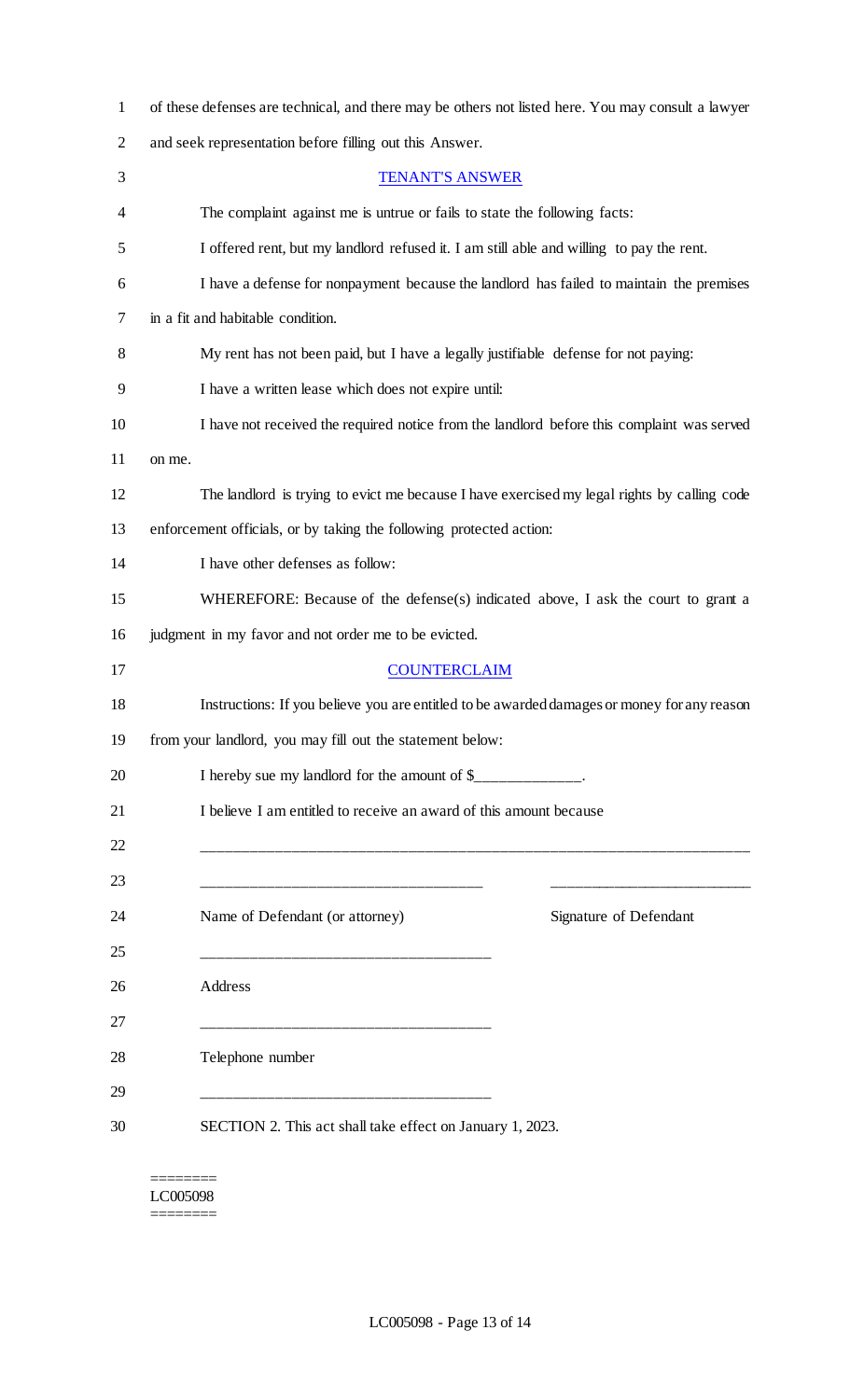of these defenses are technical, and there may be others not listed here. You may consult a lawyer and seek representation before filling out this Answer.

TENANT'S ANSWER

The complaint against me is untrue or fails to state the following facts:

I offered rent, but my landlord refused it. I am still able and willing to pay the rent.

I have a defense for nonpayment because the landlord has failed to maintain the premises in a fit and habitable condition.

My rent has not been paid, but I have a legally justifiable defense for not paying:

I have a written lease which does not expire until:

I have not received the required notice from the landlord before this complaint was served on me.

The landlord is trying to evict me because I have exercised my legal rights by calling code enforcement officials, or by taking the following protected action:

I have other defenses as follow:

WHEREFORE: Because of the defense(s) indicated above, I ask the court to grant a judgment in my favor and not order me to be evicted.

COUNTERCLAIM

Instructions: If you believe you are entitled to be awarded damages or money for any reason from your landlord, you may fill out the statement below:

I hereby sue my landlord for the amount of $______________.

I believe I am entitled to receive an award of this amount because

________________________________________________________________________

_____________________________________ ___________________________

Name of Defendant (or attorney) Signature of Defendant

_____________________________________

Address

_____________________________________

Telephone number

_____________________________________

SECTION 2. This act shall take effect on January 1, 2023.

========
LC005098
========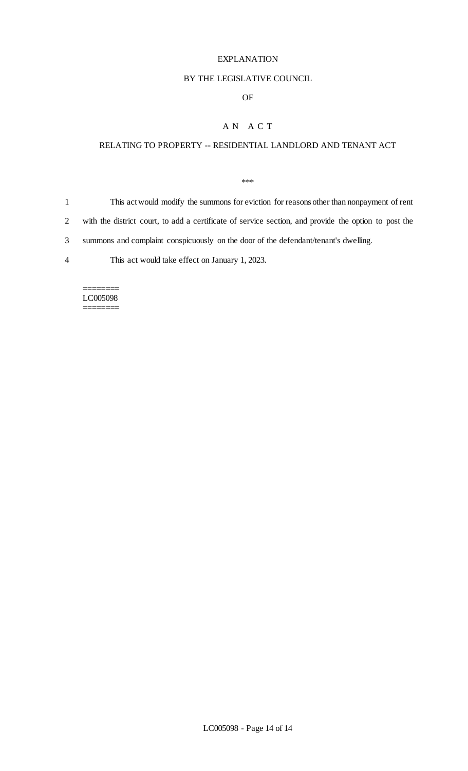EXPLANATION

BY THE LEGISLATIVE COUNCIL

OF

A N A C T

RELATING TO PROPERTY -- RESIDENTIAL LANDLORD AND TENANT ACT

\*\*\*

This act would modify the summons for eviction for reasons other than nonpayment of rent with the district court, to add a certificate of service section, and provide the option to post the summons and complaint conspicuously on the door of the defendant/tenant's dwelling.

This act would take effect on January 1, 2023.

========
LC005098
========